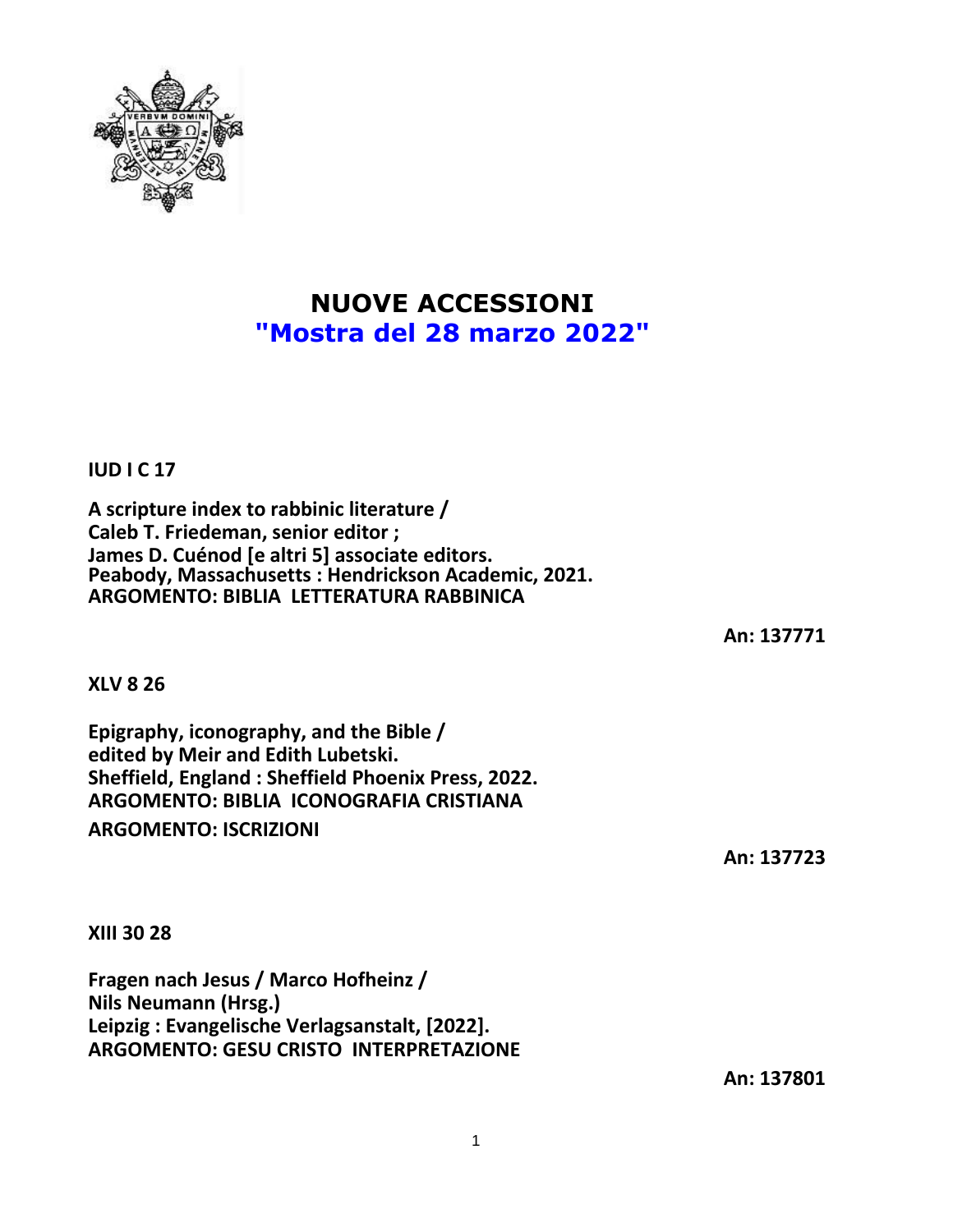# NUOVE ACCESSIONI
## "Mostra del 28 marzo 2022"

**IUD I C 17**

**A scripture index to rabbinic literature /**
**Caleb T. Friedeman, senior editor ;**
**James D. Cuénod [e altri 5] associate editors.**
**Peabody, Massachusetts : Hendrickson Academic, 2021.**
**ARGOMENTO: BIBLIA LETTERATURA RABBINICA**

**An: 137771**

**XLV 8 26**

**Epigraphy, iconography, and the Bible /**
**edited by Meir and Edith Lubetski.**
**Sheffield, England : Sheffield Phoenix Press, 2022.**
**ARGOMENTO: BIBLIA ICONOGRAFIA CRISTIANA**
**ARGOMENTO: ISCRIZIONI**

**An: 137723**

**XIII 30 28**

**Fragen nach Jesus / Marco Hofheinz /**
**Nils Neumann (Hrsg.)**
**Leipzig : Evangelische Verlagsanstalt, [2022].**
**ARGOMENTO: GESU CRISTO INTERPRETAZIONE**

**An: 137801**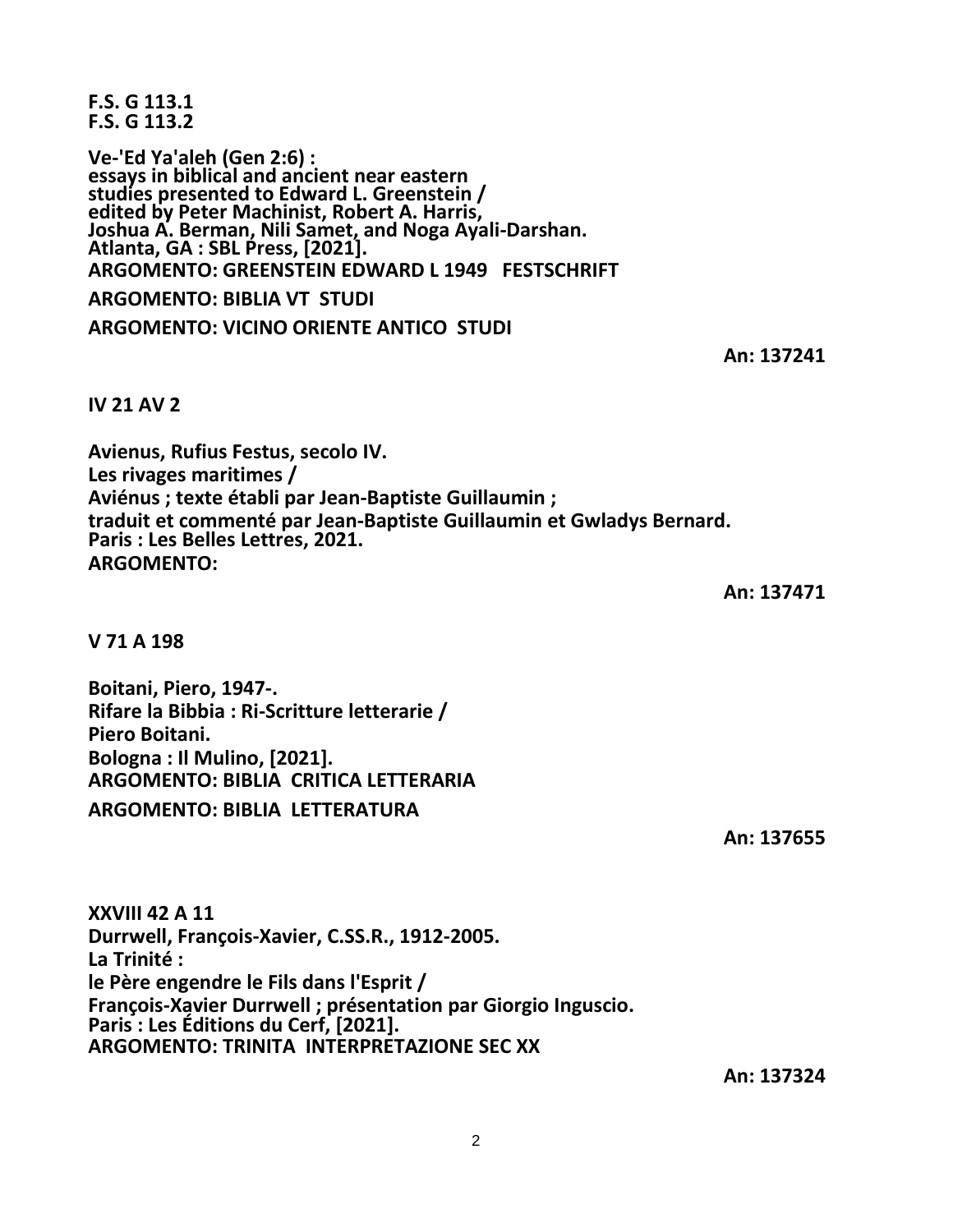**F.S. G 113.1**
**F.S. G 113.2**

**Ve-'Ed Ya'aleh (Gen 2:6) :**
**essays in biblical and ancient near eastern**
**studies presented to Edward L. Greenstein /**
**edited by Peter Machinist, Robert A. Harris,**
**Joshua A. Berman, Nili Samet, and Noga Ayali-Darshan.**
**Atlanta, GA : SBL Press, [2021].**
**ARGOMENTO: GREENSTEIN EDWARD L 1949 FESTSCHRIFT**

**ARGOMENTO: BIBLIA VT STUDI**

**ARGOMENTO: VICINO ORIENTE ANTICO STUDI**

**An: 137241**

**IV 21 AV 2**

**Avienus, Rufius Festus, secolo IV.**
**Les rivages maritimes /**
**Aviénus ; texte établi par Jean-Baptiste Guillaumin ;**
**traduit et commenté par Jean-Baptiste Guillaumin et Gwladys Bernard.**
**Paris : Les Belles Lettres, 2021.**
**ARGOMENTO:**

**An: 137471**

**V 71 A 198**

**Boitani, Piero, 1947-.**
**Rifare la Bibbia : Ri-Scritture letterarie /**
**Piero Boitani.**
**Bologna : Il Mulino, [2021].**
**ARGOMENTO: BIBLIA CRITICA LETTERARIA**

**ARGOMENTO: BIBLIA LETTERATURA**

**An: 137655**

**XXVIII 42 A 11**
**Durrwell, François-Xavier, C.SS.R., 1912-2005.**
**La Trinité :**
**le Père engendre le Fils dans l'Esprit /**
**François-Xavier Durrwell ; présentation par Giorgio Inguscio.**
**Paris : Les Éditions du Cerf, [2021].**
**ARGOMENTO: TRINITA INTERPRETAZIONE SEC XX**

**An: 137324**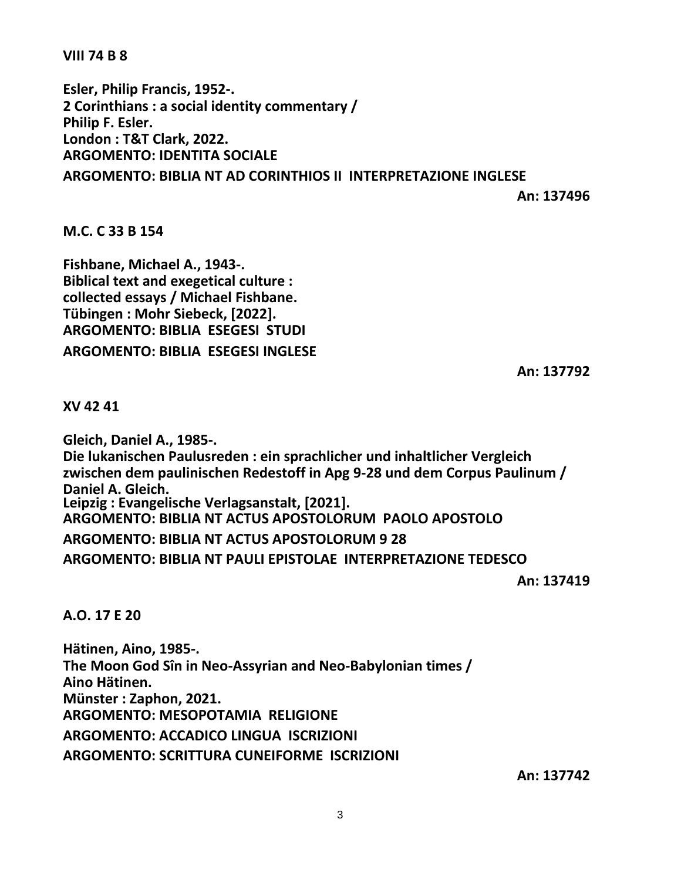**VIII 74 B 8**

**Esler, Philip Francis, 1952-.**
**2 Corinthians : a social identity commentary /**
**Philip F. Esler.**
**London : T&T Clark, 2022.**
**ARGOMENTO: IDENTITA SOCIALE**
**ARGOMENTO: BIBLIA NT AD CORINTHIOS II  INTERPRETAZIONE INGLESE**

**An: 137496**

**M.C. C 33 B 154**

**Fishbane, Michael A., 1943-.**
**Biblical text and exegetical culture :**
**collected essays / Michael Fishbane.**
**Tübingen : Mohr Siebeck, [2022].**
**ARGOMENTO: BIBLIA  ESEGESI  STUDI**
**ARGOMENTO: BIBLIA  ESEGESI INGLESE**

**An: 137792**

**XV 42 41**

**Gleich, Daniel A., 1985-.**
**Die lukanischen Paulusreden : ein sprachlicher und inhaltlicher Vergleich zwischen dem paulinischen Redestoff in Apg 9-28 und dem Corpus Paulinum /**
**Daniel A. Gleich.**
**Leipzig : Evangelische Verlagsanstalt, [2021].**
**ARGOMENTO: BIBLIA NT ACTUS APOSTOLORUM  PAOLO APOSTOLO**
**ARGOMENTO: BIBLIA NT ACTUS APOSTOLORUM 9 28**
**ARGOMENTO: BIBLIA NT PAULI EPISTOLAE  INTERPRETAZIONE TEDESCO**

**An: 137419**

**A.O. 17 E 20**

**Hätinen, Aino, 1985-.**
**The Moon God Sîn in Neo-Assyrian and Neo-Babylonian times /**
**Aino Hätinen.**
**Münster : Zaphon, 2021.**
**ARGOMENTO: MESOPOTAMIA  RELIGIONE**
**ARGOMENTO: ACCADICO LINGUA  ISCRIZIONI**
**ARGOMENTO: SCRITTURA CUNEIFORME  ISCRIZIONI**

**An: 137742**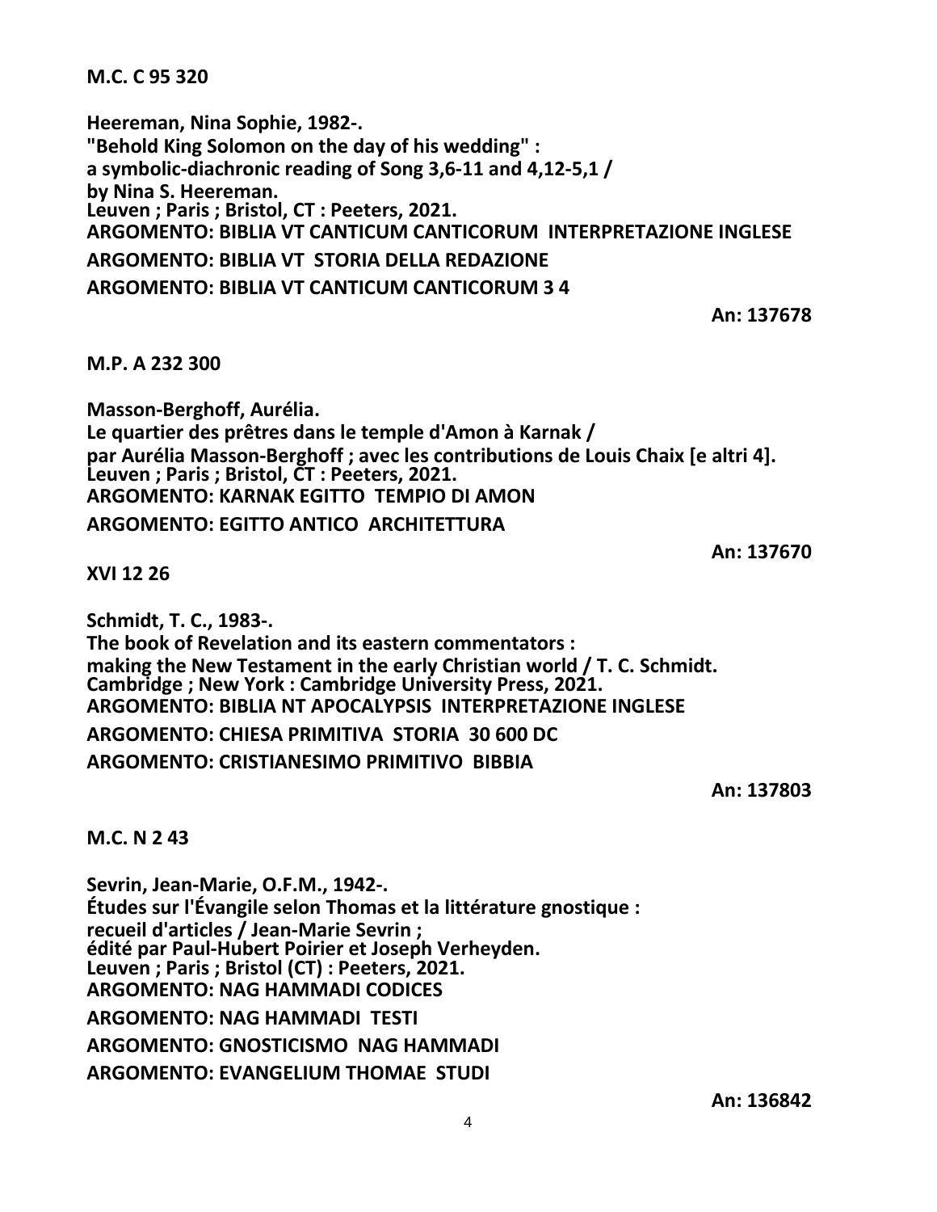**M.C. C 95 320**

**Heereman, Nina Sophie, 1982-.**
**"Behold King Solomon on the day of his wedding" :**
**a symbolic-diachronic reading of Song 3,6-11 and 4,12-5,1 /**
**by Nina S. Heereman.**
**Leuven ; Paris ; Bristol, CT : Peeters, 2021.**
**ARGOMENTO: BIBLIA VT CANTICUM CANTICORUM INTERPRETAZIONE INGLESE**
**ARGOMENTO: BIBLIA VT STORIA DELLA REDAZIONE**
**ARGOMENTO: BIBLIA VT CANTICUM CANTICORUM 3 4**

**An: 137678**

**M.P. A 232 300**

**Masson-Berghoff, Aurélia.**
**Le quartier des prêtres dans le temple d'Amon à Karnak /**
**par Aurélia Masson-Berghoff ; avec les contributions de Louis Chaix [e altri 4].**
**Leuven ; Paris ; Bristol, CT : Peeters, 2021.**
**ARGOMENTO: KARNAK EGITTO TEMPIO DI AMON**
**ARGOMENTO: EGITTO ANTICO ARCHITETTURA**

**An: 137670**

**XVI 12 26**

**Schmidt, T. C., 1983-.**
**The book of Revelation and its eastern commentators :**
**making the New Testament in the early Christian world / T. C. Schmidt.**
**Cambridge ; New York : Cambridge University Press, 2021.**
**ARGOMENTO: BIBLIA NT APOCALYPSIS INTERPRETAZIONE INGLESE**
**ARGOMENTO: CHIESA PRIMITIVA STORIA 30 600 DC**
**ARGOMENTO: CRISTIANESIMO PRIMITIVO BIBBIA**

**An: 137803**

**M.C. N 2 43**

**Sevrin, Jean-Marie, O.F.M., 1942-.**
**Études sur l'Évangile selon Thomas et la littérature gnostique :**
**recueil d'articles / Jean-Marie Sevrin ;**
**édité par Paul-Hubert Poirier et Joseph Verheyden.**
**Leuven ; Paris ; Bristol (CT) : Peeters, 2021.**
**ARGOMENTO: NAG HAMMADI CODICES**
**ARGOMENTO: NAG HAMMADI TESTI**
**ARGOMENTO: GNOSTICISMO NAG HAMMADI**
**ARGOMENTO: EVANGELIUM THOMAE STUDI**

**An: 136842**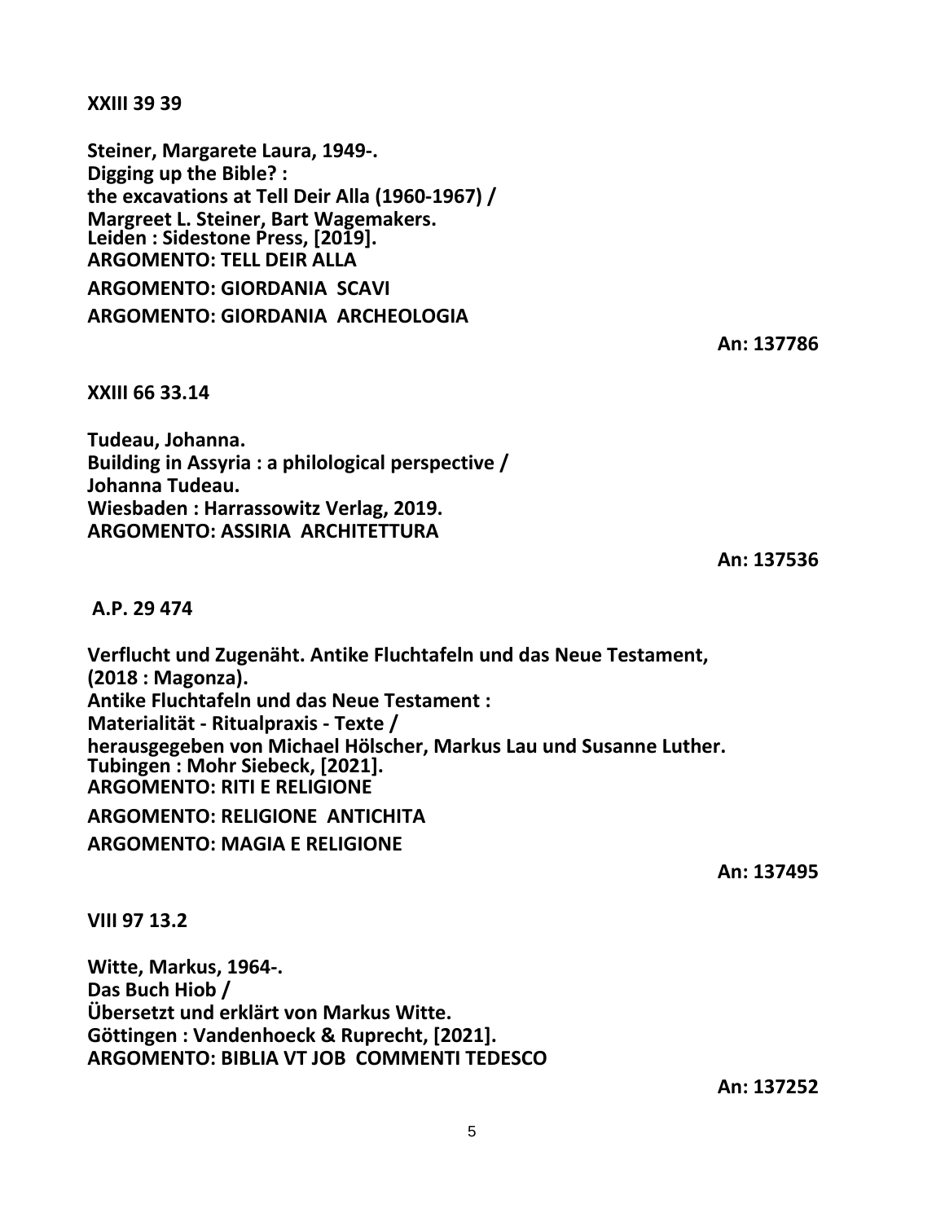**XXIII 39 39**

**Steiner, Margarete Laura, 1949-.**
**Digging up the Bible? :**
**the excavations at Tell Deir Alla (1960-1967) /**
**Margreet L. Steiner, Bart Wagemakers.**
**Leiden : Sidestone Press, [2019].**
**ARGOMENTO: TELL DEIR ALLA**
**ARGOMENTO: GIORDANIA SCAVI**
**ARGOMENTO: GIORDANIA ARCHEOLOGIA**

**An: 137786**

**XXIII 66 33.14**

**Tudeau, Johanna.**
**Building in Assyria : a philological perspective /**
**Johanna Tudeau.**
**Wiesbaden : Harrassowitz Verlag, 2019.**
**ARGOMENTO: ASSIRIA ARCHITETTURA**

**An: 137536**

**A.P. 29 474**

**Verflucht und Zugenäht. Antike Fluchtafeln und das Neue Testament,**
**(2018 : Magonza).**
**Antike Fluchtafeln und das Neue Testament :**
**Materialität - Ritualpraxis - Texte /**
**herausgegeben von Michael Hölscher, Markus Lau und Susanne Luther.**
**Tubingen : Mohr Siebeck, [2021].**
**ARGOMENTO: RITI E RELIGIONE**
**ARGOMENTO: RELIGIONE ANTICHITA**
**ARGOMENTO: MAGIA E RELIGIONE**

**An: 137495**

**VIII 97 13.2**

**Witte, Markus, 1964-.**
**Das Buch Hiob /**
**Übersetzt und erklärt von Markus Witte.**
**Göttingen : Vandenhoeck & Ruprecht, [2021].**
**ARGOMENTO: BIBLIA VT JOB COMMENTI TEDESCO**

**An: 137252**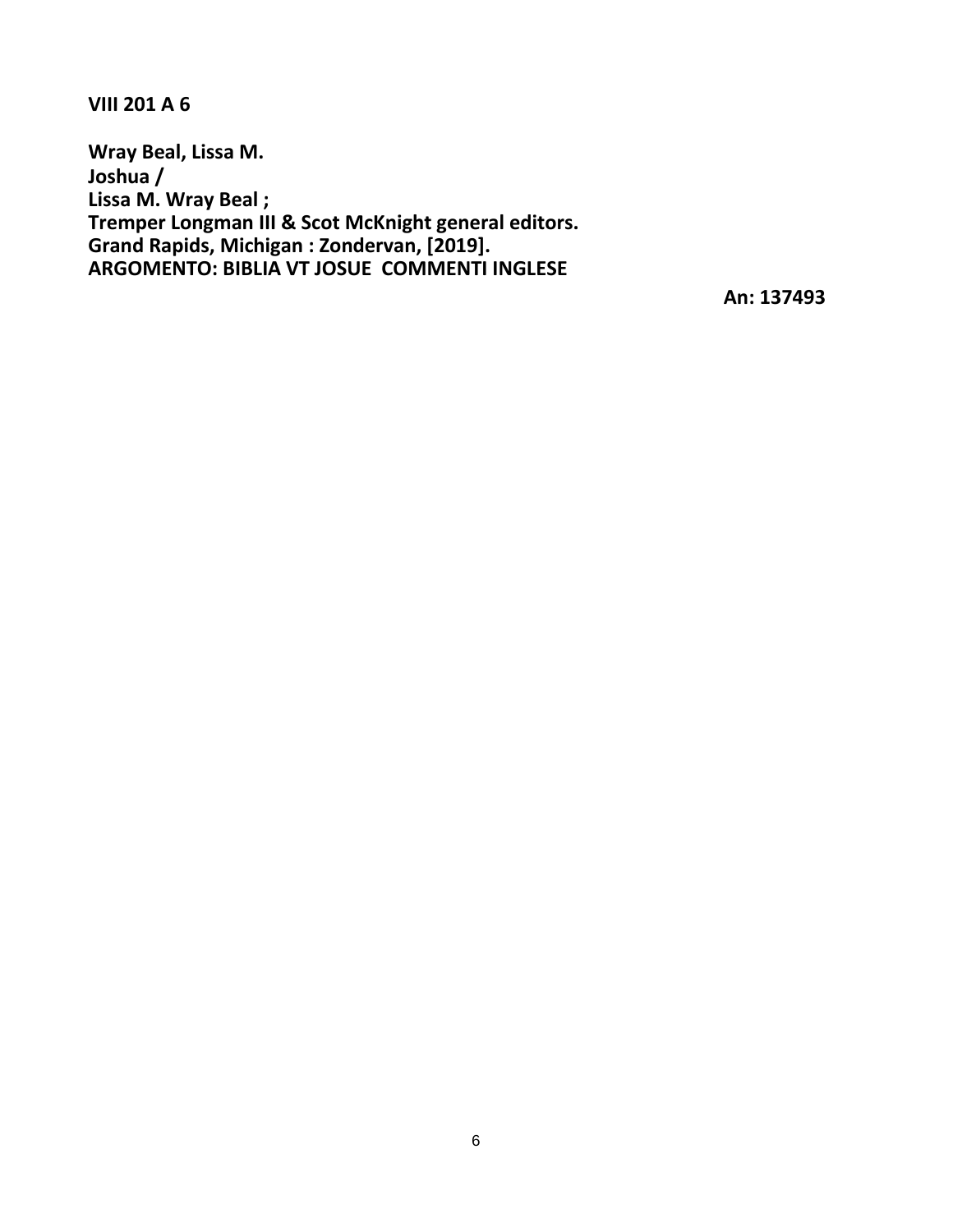**VIII 201 A 6**

**Wray Beal, Lissa M.**
**Joshua /**
**Lissa M. Wray Beal ;**
**Tremper Longman III & Scot McKnight general editors.**
**Grand Rapids, Michigan : Zondervan, [2019].**
**ARGOMENTO: BIBLIA VT JOSUE COMMENTI INGLESE**

**An: 137493**